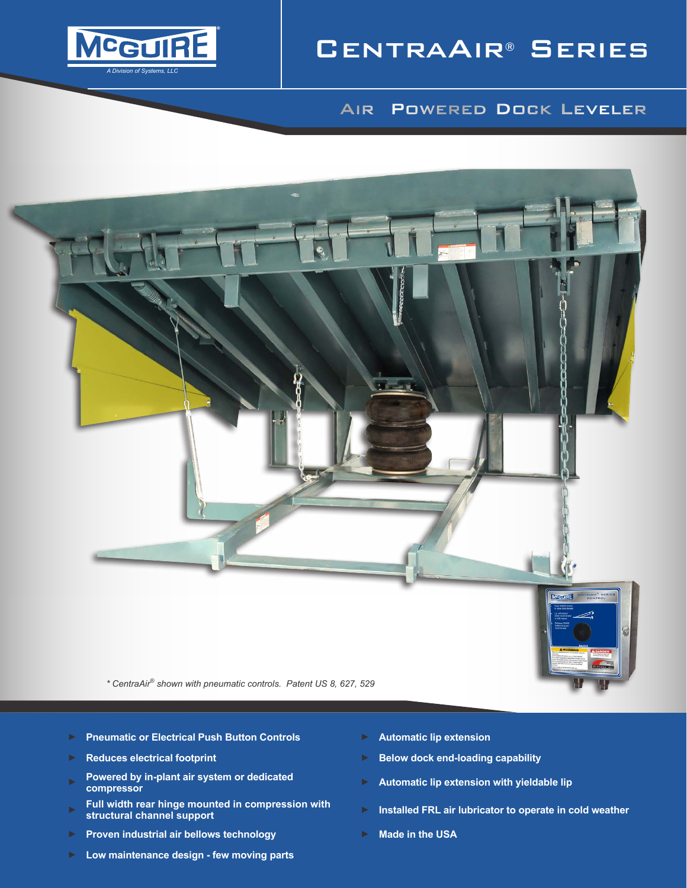McGUIRE®
A Division of Systems, LLC

# CentraAir® Series

## Air Powered Dock Leveler

* CentraAir® shown with pneumatic controls. Patent US 8, 627, 529

- **Pneumatic or Electrical Push Button Controls**
- **Reduces electrical footprint**
- **Powered by in-plant air system or dedicated compressor**
- **Full width rear hinge mounted in compression with structural channel support**
- **Proven industrial air bellows technology**
- **Low maintenance design - few moving parts**
- **Automatic lip extension**
- **Below dock end-loading capability**
- **Automatic lip extension with yieldable lip**
- **Installed FRL air lubricator to operate in cold weather**
- **Made in the USA**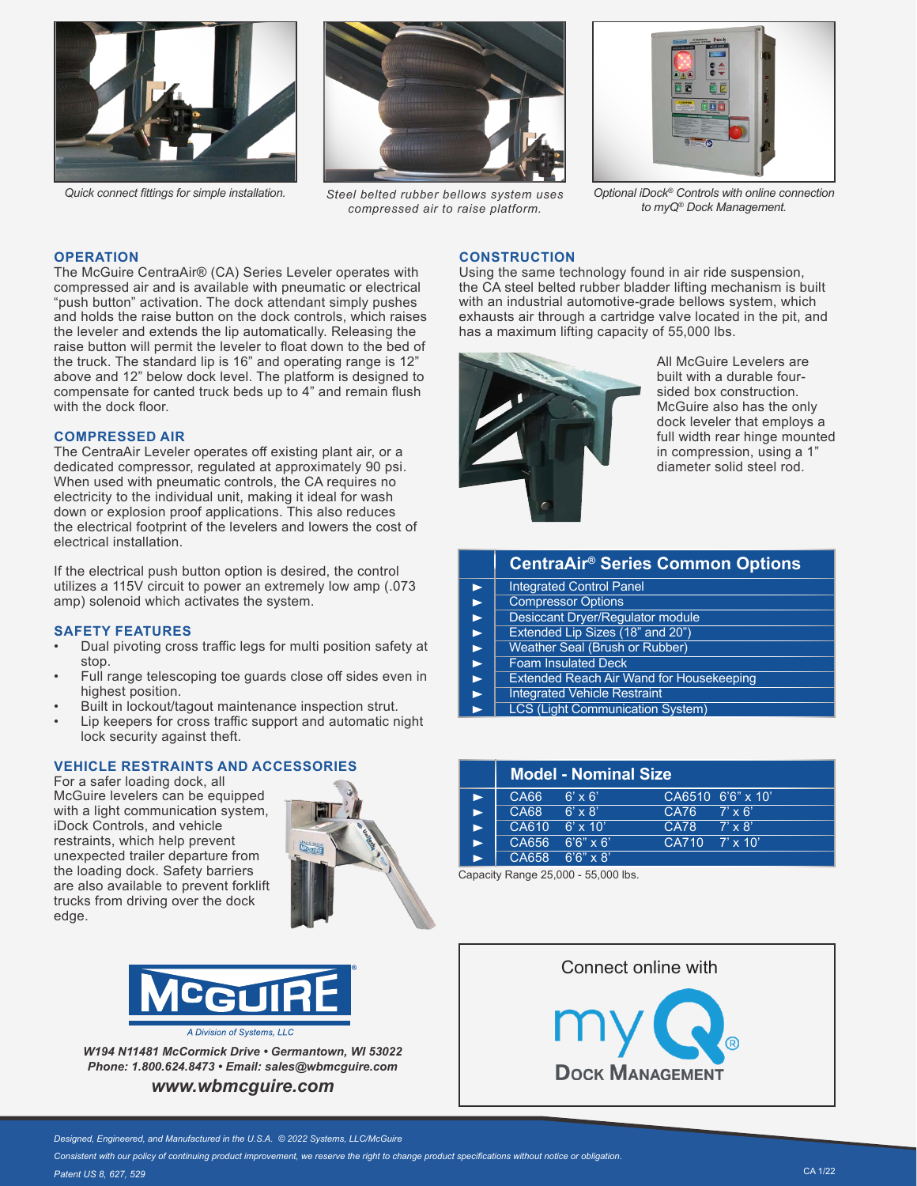Quick connect fittings for simple installation.

Steel belted rubber bellows system uses compressed air to raise platform.

Optional iDock® Controls with online connection to myQ® Dock Management.

## OPERATION

The McGuire CentraAir® (CA) Series Leveler operates with compressed air and is available with pneumatic or electrical "push button" activation. The dock attendant simply pushes and holds the raise button on the dock controls, which raises the leveler and extends the lip automatically. Releasing the raise button will permit the leveler to float down to the bed of the truck. The standard lip is 16" and operating range is 12" above and 12" below dock level. The platform is designed to compensate for canted truck beds up to 4" and remain flush with the dock floor.

## COMPRESSED AIR

The CentraAir Leveler operates off existing plant air, or a dedicated compressor, regulated at approximately 90 psi. When used with pneumatic controls, the CA requires no electricity to the individual unit, making it ideal for wash down or explosion proof applications. This also reduces the electrical footprint of the levelers and lowers the cost of electrical installation.

If the electrical push button option is desired, the control utilizes a 115V circuit to power an extremely low amp (.073 amp) solenoid which activates the system.

## SAFETY FEATURES

- Dual pivoting cross traffic legs for multi position safety at stop.
- Full range telescoping toe guards close off sides even in highest position.
- Built in lockout/tagout maintenance inspection strut.
- Lip keepers for cross traffic support and automatic night lock security against theft.

## VEHICLE RESTRAINTS AND ACCESSORIES

For a safer loading dock, all McGuire levelers can be equipped with a light communication system, iDock Controls, and vehicle restraints, which help prevent unexpected trailer departure from the loading dock. Safety barriers are also available to prevent forklift trucks from driving over the dock edge.

## CONSTRUCTION

Using the same technology found in air ride suspension, the CA steel belted rubber bladder lifting mechanism is built with an industrial automotive-grade bellows system, which exhausts air through a cartridge valve located in the pit, and has a maximum lifting capacity of 55,000 lbs.

All McGuire Levelers are built with a durable four-sided box construction. McGuire also has the only dock leveler that employs a full width rear hinge mounted in compression, using a 1" diameter solid steel rod.

## CentraAir® Series Common Options

- Integrated Control Panel
- Compressor Options
- Desiccant Dryer/Regulator module
- Extended Lip Sizes (18" and 20")
- Weather Seal (Brush or Rubber)
- Foam Insulated Deck
- Extended Reach Air Wand for Housekeeping
- Integrated Vehicle Restraint
- LCS (Light Communication System)

## Model - Nominal Size

| | | | |
|---|---|---|---|
| CA66 | 6' x 6' | CA6510 | 6'6" x 10' |
| CA68 | 6' x 8' | CA76 | 7' x 6' |
| CA610 | 6' x 10' | CA78 | 7' x 8' |
| CA656 | 6'6" x 6' | CA710 | 7' x 10' |
| CA658 | 6'6" x 8' | | |

Capacity Range 25,000 - 55,000 lbs.

McGUIRE®
A Division of Systems, LLC

***W194 N11481 McCormick Drive • Germantown, WI 53022***
***Phone: 1.800.624.8473 • Email: sales@wbmcguire.com***
***www.wbmcguire.com***

Connect online with
myQ® Dock Management

*Designed, Engineered, and Manufactured in the U.S.A. © 2022 Systems, LLC/McGuire*

*Consistent with our policy of continuing product improvement, we reserve the right to change product specifications without notice or obligation.*

*Patent US 8, 627, 529*

CA 1/22